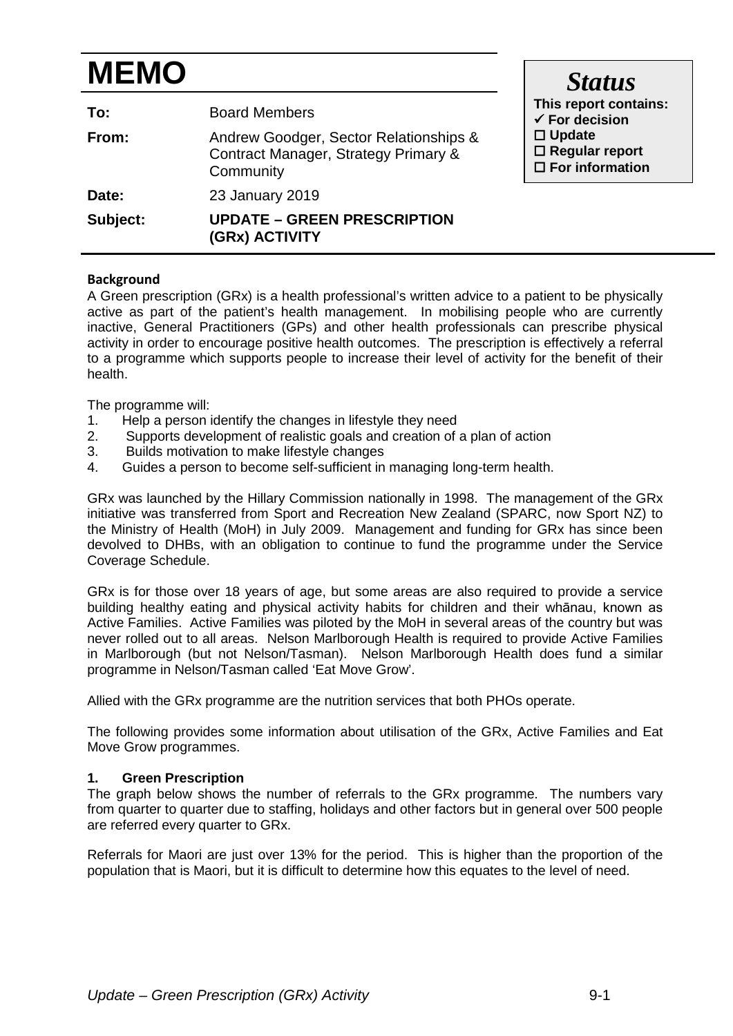# MEMO

| | |
|---|---|
| **To:** | Board Members |
| **From:** | Andrew Goodger, Sector Relationships & Contract Manager, Strategy Primary & Community |
| **Date:** | 23 January 2019 |
| **Subject:** | **UPDATE – GREEN PRESCRIPTION (GRx) ACTIVITY** |

***Status***

**This report contains:**
- ✓ **For decision**
- ☐ **Update**
- ☐ **Regular report**
- ☐ **For information**

**Background**

A Green prescription (GRx) is a health professional's written advice to a patient to be physically active as part of the patient's health management. In mobilising people who are currently inactive, General Practitioners (GPs) and other health professionals can prescribe physical activity in order to encourage positive health outcomes. The prescription is effectively a referral to a programme which supports people to increase their level of activity for the benefit of their health.

The programme will:

1. Help a person identify the changes in lifestyle they need
2. Supports development of realistic goals and creation of a plan of action
3. Builds motivation to make lifestyle changes
4. Guides a person to become self-sufficient in managing long-term health.

GRx was launched by the Hillary Commission nationally in 1998. The management of the GRx initiative was transferred from Sport and Recreation New Zealand (SPARC, now Sport NZ) to the Ministry of Health (MoH) in July 2009. Management and funding for GRx has since been devolved to DHBs, with an obligation to continue to fund the programme under the Service Coverage Schedule.

GRx is for those over 18 years of age, but some areas are also required to provide a service building healthy eating and physical activity habits for children and their whānau, known as Active Families. Active Families was piloted by the MoH in several areas of the country but was never rolled out to all areas. Nelson Marlborough Health is required to provide Active Families in Marlborough (but not Nelson/Tasman). Nelson Marlborough Health does fund a similar programme in Nelson/Tasman called 'Eat Move Grow'.

Allied with the GRx programme are the nutrition services that both PHOs operate.

The following provides some information about utilisation of the GRx, Active Families and Eat Move Grow programmes.

**1. Green Prescription**

The graph below shows the number of referrals to the GRx programme. The numbers vary from quarter to quarter due to staffing, holidays and other factors but in general over 500 people are referred every quarter to GRx.

Referrals for Maori are just over 13% for the period. This is higher than the proportion of the population that is Maori, but it is difficult to determine how this equates to the level of need.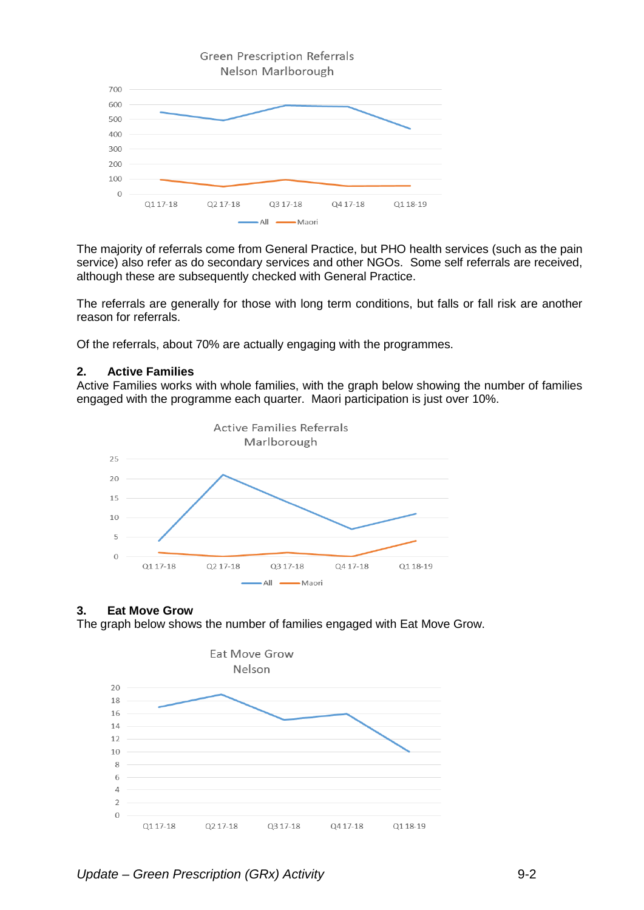The majority of referrals come from General Practice, but PHO health services (such as the pain service) also refer as do secondary services and other NGOs. Some self referrals are received, although these are subsequently checked with General Practice.

The referrals are generally for those with long term conditions, but falls or fall risk are another reason for referrals.

Of the referrals, about 70% are actually engaging with the programmes.

## 2. Active Families

Active Families works with whole families, with the graph below showing the number of families engaged with the programme each quarter. Maori participation is just over 10%.

## 3. Eat Move Grow

The graph below shows the number of families engaged with Eat Move Grow.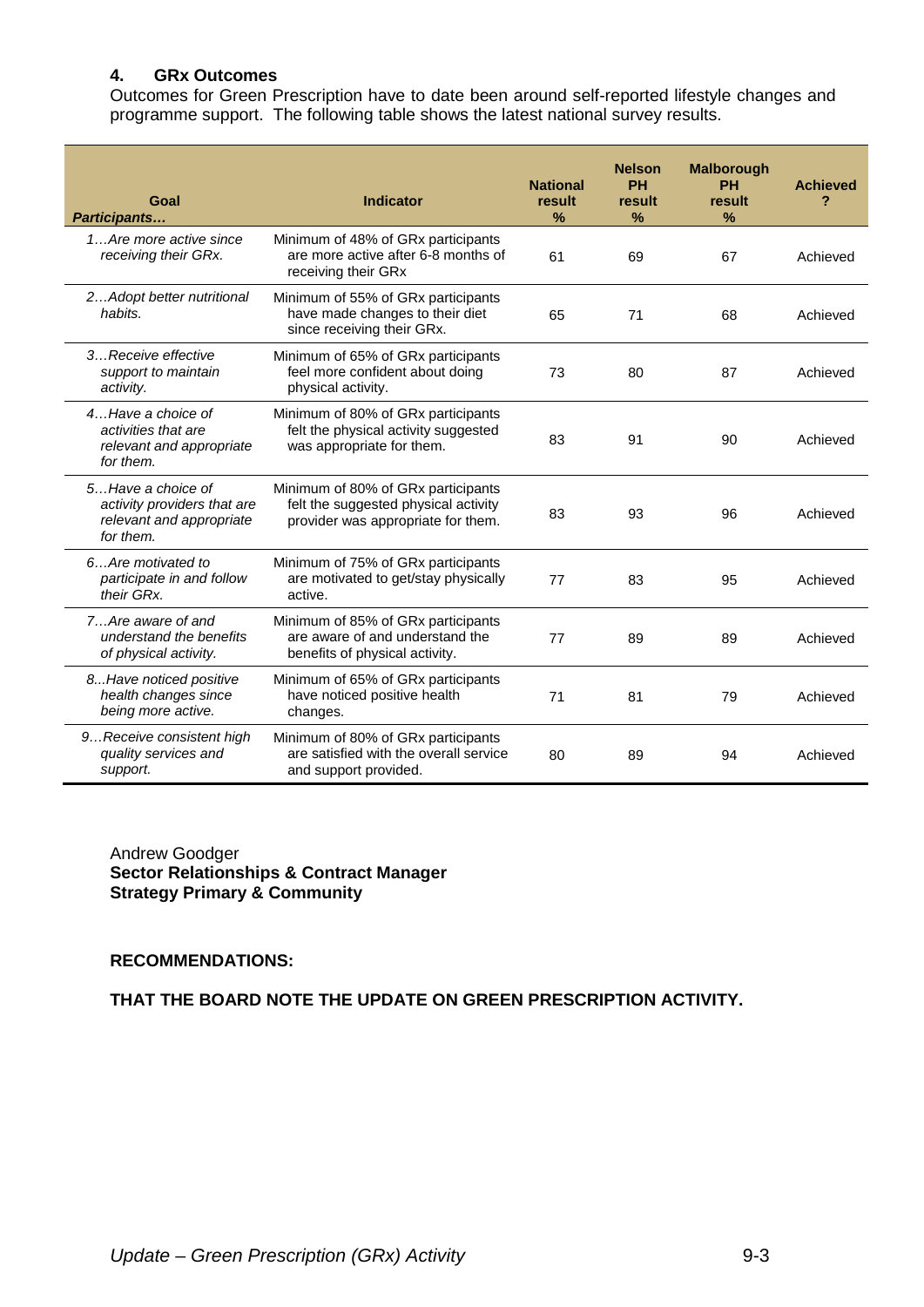## 4. GRx Outcomes

Outcomes for Green Prescription have to date been around self-reported lifestyle changes and programme support. The following table shows the latest national survey results.

| Goal<br>***Participants…*** | Indicator | National result % | Nelson PH result % | Malborough PH result % | Achieved ? |
|---|---|---|---|---|---|
| *1…Are more active since receiving their GRx.* | Minimum of 48% of GRx participants are more active after 6-8 months of receiving their GRx | 61 | 69 | 67 | Achieved |
| *2…Adopt better nutritional habits.* | Minimum of 55% of GRx participants have made changes to their diet since receiving their GRx. | 65 | 71 | 68 | Achieved |
| *3…Receive effective support to maintain activity.* | Minimum of 65% of GRx participants feel more confident about doing physical activity. | 73 | 80 | 87 | Achieved |
| *4…Have a choice of activities that are relevant and appropriate for them.* | Minimum of 80% of GRx participants felt the physical activity suggested was appropriate for them. | 83 | 91 | 90 | Achieved |
| *5…Have a choice of activity providers that are relevant and appropriate for them.* | Minimum of 80% of GRx participants felt the suggested physical activity provider was appropriate for them. | 83 | 93 | 96 | Achieved |
| *6…Are motivated to participate in and follow their GRx.* | Minimum of 75% of GRx participants are motivated to get/stay physically active. | 77 | 83 | 95 | Achieved |
| *7…Are aware of and understand the benefits of physical activity.* | Minimum of 85% of GRx participants are aware of and understand the benefits of physical activity. | 77 | 89 | 89 | Achieved |
| *8...Have noticed positive health changes since being more active.* | Minimum of 65% of GRx participants have noticed positive health changes. | 71 | 81 | 79 | Achieved |
| *9…Receive consistent high quality services and support.* | Minimum of 80% of GRx participants are satisfied with the overall service and support provided. | 80 | 89 | 94 | Achieved |

Andrew Goodger
**Sector Relationships & Contract Manager**
**Strategy Primary & Community**

**RECOMMENDATIONS:**

**THAT THE BOARD NOTE THE UPDATE ON GREEN PRESCRIPTION ACTIVITY.**